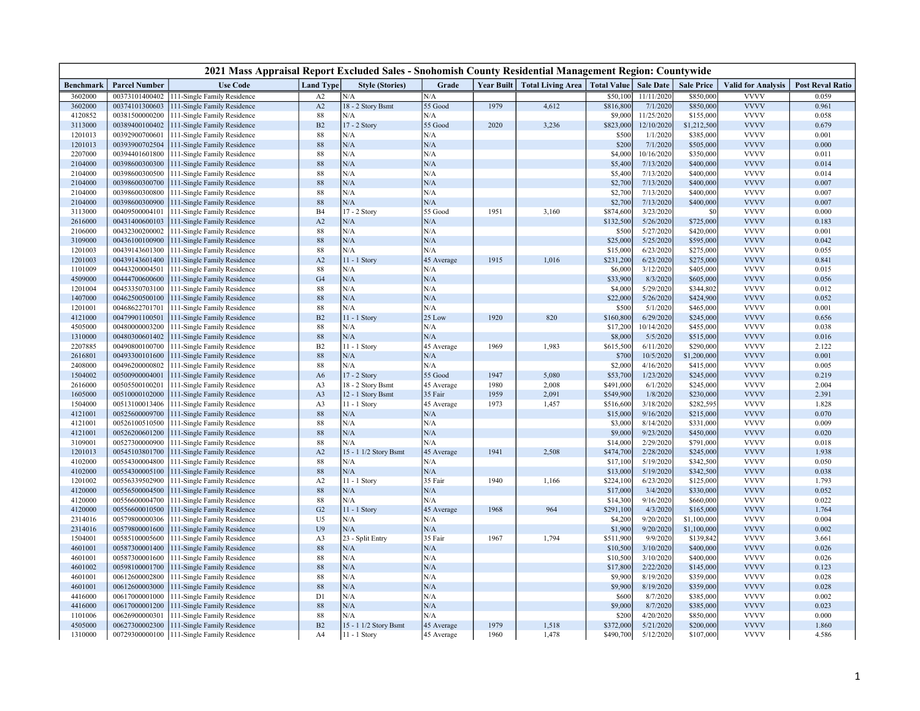# 2021 Mass Appraisal Report Excluded Sales - Snohomish County Residential Management Region: Countywide

| Benchmark | Parcel Number | Use Code | Land Type | Style (Stories) | Grade | Year Built | Total Living Area | Total Value | Sale Date | Sale Price | Valid for Analysis | Post Reval Ratio |
|---|---|---|---|---|---|---|---|---|---|---|---|---|
| 3602000 | 00373101400402 | 111-Single Family Residence | A2 | N/A | N/A | | | $50,100 | 11/11/2020 | $850,000 | VVVV | 0.059 |
| 3602000 | 00374101300603 | 111-Single Family Residence | A2 | 18 - 2 Story Bsmt | 55 Good | 1979 | 4,612 | $816,800 | 7/1/2020 | $850,000 | VVVV | 0.961 |
| 4120852 | 00381500000200 | 111-Single Family Residence | 88 | N/A | N/A | | | $9,000 | 11/25/2020 | $155,000 | VVVV | 0.058 |
| 3113000 | 00389400100402 | 111-Single Family Residence | B2 | 17 - 2 Story | 55 Good | 2020 | 3,236 | $823,000 | 12/10/2020 | $1,212,500 | VVVV | 0.679 |
| 1201013 | 00392900700601 | 111-Single Family Residence | 88 | N/A | N/A | | | $500 | 1/1/2020 | $385,000 | VVVV | 0.001 |
| 1201013 | 00393900702504 | 111-Single Family Residence | 88 | N/A | N/A | | | $200 | 7/1/2020 | $505,000 | VVVV | 0.000 |
| 2207000 | 00394401601800 | 111-Single Family Residence | 88 | N/A | N/A | | | $4,000 | 10/16/2020 | $350,000 | VVVV | 0.011 |
| 2104000 | 00398600300300 | 111-Single Family Residence | 88 | N/A | N/A | | | $5,400 | 7/13/2020 | $400,000 | VVVV | 0.014 |
| 2104000 | 00398600300500 | 111-Single Family Residence | 88 | N/A | N/A | | | $5,400 | 7/13/2020 | $400,000 | VVVV | 0.014 |
| 2104000 | 00398600300700 | 111-Single Family Residence | 88 | N/A | N/A | | | $2,700 | 7/13/2020 | $400,000 | VVVV | 0.007 |
| 2104000 | 00398600300800 | 111-Single Family Residence | 88 | N/A | N/A | | | $2,700 | 7/13/2020 | $400,000 | VVVV | 0.007 |
| 2104000 | 00398600300900 | 111-Single Family Residence | 88 | N/A | N/A | | | $2,700 | 7/13/2020 | $400,000 | VVVV | 0.007 |
| 3113000 | 00409500004101 | 111-Single Family Residence | B4 | 17 - 2 Story | 55 Good | 1951 | 3,160 | $874,600 | 3/23/2020 | $0 | VVVV | 0.000 |
| 2616000 | 00431400600103 | 111-Single Family Residence | A2 | N/A | N/A | | | $132,500 | 5/26/2020 | $725,000 | VVVV | 0.183 |
| 2106000 | 00432300200002 | 111-Single Family Residence | 88 | N/A | N/A | | | $500 | 5/27/2020 | $420,000 | VVVV | 0.001 |
| 3109000 | 00436100100900 | 111-Single Family Residence | 88 | N/A | N/A | | | $25,000 | 5/25/2020 | $595,000 | VVVV | 0.042 |
| 1201003 | 00439143601300 | 111-Single Family Residence | 88 | N/A | N/A | | | $15,000 | 6/23/2020 | $275,000 | VVVV | 0.055 |
| 1201003 | 00439143601400 | 111-Single Family Residence | A2 | 11 - 1 Story | 45 Average | 1915 | 1,016 | $231,200 | 6/23/2020 | $275,000 | VVVV | 0.841 |
| 1101009 | 00443200004501 | 111-Single Family Residence | 88 | N/A | N/A | | | $6,000 | 3/12/2020 | $405,000 | VVVV | 0.015 |
| 4509000 | 00444700600600 | 111-Single Family Residence | G4 | N/A | N/A | | | $33,900 | 8/3/2020 | $605,000 | VVVV | 0.056 |
| 1201004 | 00453350703100 | 111-Single Family Residence | 88 | N/A | N/A | | | $4,000 | 5/29/2020 | $344,802 | VVVV | 0.012 |
| 1407000 | 00462500500100 | 111-Single Family Residence | 88 | N/A | N/A | | | $22,000 | 5/26/2020 | $424,900 | VVVV | 0.052 |
| 1201001 | 00468622701701 | 111-Single Family Residence | 88 | N/A | N/A | | | $500 | 5/1/2020 | $465,000 | VVVV | 0.001 |
| 4121000 | 00479901100501 | 111-Single Family Residence | B2 | 11 - 1 Story | 25 Low | 1920 | 820 | $160,800 | 6/29/2020 | $245,000 | VVVV | 0.656 |
| 4505000 | 00480000003200 | 111-Single Family Residence | 88 | N/A | N/A | | | $17,200 | 10/14/2020 | $455,000 | VVVV | 0.038 |
| 1310000 | 00480300601402 | 111-Single Family Residence | 88 | N/A | N/A | | | $8,000 | 5/5/2020 | $515,000 | VVVV | 0.016 |
| 2207885 | 00490800100700 | 111-Single Family Residence | B2 | 11 - 1 Story | 45 Average | 1969 | 1,983 | $615,500 | 6/11/2020 | $290,000 | VVVV | 2.122 |
| 2616801 | 00493300101600 | 111-Single Family Residence | 88 | N/A | N/A | | | $700 | 10/5/2020 | $1,200,000 | VVVV | 0.001 |
| 2408000 | 00496200000802 | 111-Single Family Residence | 88 | N/A | N/A | | | $2,000 | 4/16/2020 | $415,000 | VVVV | 0.005 |
| 1504002 | 00500900004001 | 111-Single Family Residence | A6 | 17 - 2 Story | 55 Good | 1947 | 5,080 | $53,700 | 1/23/2020 | $245,000 | VVVV | 0.219 |
| 2616000 | 00505500100201 | 111-Single Family Residence | A3 | 18 - 2 Story Bsmt | 45 Average | 1980 | 2,008 | $491,000 | 6/1/2020 | $245,000 | VVVV | 2.004 |
| 1605000 | 00510000102000 | 111-Single Family Residence | A3 | 12 - 1 Story Bsmt | 35 Fair | 1959 | 2,091 | $549,900 | 1/8/2020 | $230,000 | VVVV | 2.391 |
| 1504000 | 00513100013406 | 111-Single Family Residence | A3 | 11 - 1 Story | 45 Average | 1973 | 1,457 | $516,600 | 3/18/2020 | $282,595 | VVVV | 1.828 |
| 4121001 | 00525600009700 | 111-Single Family Residence | 88 | N/A | N/A | | | $15,000 | 9/16/2020 | $215,000 | VVVV | 0.070 |
| 4121001 | 00526100510500 | 111-Single Family Residence | 88 | N/A | N/A | | | $3,000 | 8/14/2020 | $331,000 | VVVV | 0.009 |
| 4121001 | 00526200601200 | 111-Single Family Residence | 88 | N/A | N/A | | | $9,000 | 9/23/2020 | $450,000 | VVVV | 0.020 |
| 3109001 | 00527300000900 | 111-Single Family Residence | 88 | N/A | N/A | | | $14,000 | 2/29/2020 | $791,000 | VVVV | 0.018 |
| 1201013 | 00545103801700 | 111-Single Family Residence | A2 | 15 - 1 1/2 Story Bsmt | 45 Average | 1941 | 2,508 | $474,700 | 2/28/2020 | $245,000 | VVVV | 1.938 |
| 4102000 | 00554300004800 | 111-Single Family Residence | 88 | N/A | N/A | | | $17,100 | 5/19/2020 | $342,500 | VVVV | 0.050 |
| 4102000 | 00554300005100 | 111-Single Family Residence | 88 | N/A | N/A | | | $13,000 | 5/19/2020 | $342,500 | VVVV | 0.038 |
| 1201002 | 00556339502900 | 111-Single Family Residence | A2 | 11 - 1 Story | 35 Fair | 1940 | 1,166 | $224,100 | 6/23/2020 | $125,000 | VVVV | 1.793 |
| 4120000 | 00556500004500 | 111-Single Family Residence | 88 | N/A | N/A | | | $17,000 | 3/4/2020 | $330,000 | VVVV | 0.052 |
| 4120000 | 00556600004700 | 111-Single Family Residence | 88 | N/A | N/A | | | $14,300 | 9/16/2020 | $660,000 | VVVV | 0.022 |
| 4120000 | 00556600010500 | 111-Single Family Residence | G2 | 11 - 1 Story | 45 Average | 1968 | 964 | $291,100 | 4/3/2020 | $165,000 | VVVV | 1.764 |
| 2314016 | 00579800000306 | 111-Single Family Residence | U5 | N/A | N/A | | | $4,200 | 9/20/2020 | $1,100,000 | VVVV | 0.004 |
| 2314016 | 00579800001600 | 111-Single Family Residence | U9 | N/A | N/A | | | $1,900 | 9/20/2020 | $1,100,000 | VVVV | 0.002 |
| 1504001 | 00585100005600 | 111-Single Family Residence | A3 | 23 - Split Entry | 35 Fair | 1967 | 1,794 | $511,900 | 9/9/2020 | $139,842 | VVVV | 3.661 |
| 4601001 | 00587300001400 | 111-Single Family Residence | 88 | N/A | N/A | | | $10,500 | 3/10/2020 | $400,000 | VVVV | 0.026 |
| 4601001 | 00587300001600 | 111-Single Family Residence | 88 | N/A | N/A | | | $10,500 | 3/10/2020 | $400,000 | VVVV | 0.026 |
| 4601002 | 00598100001700 | 111-Single Family Residence | 88 | N/A | N/A | | | $17,800 | 2/22/2020 | $145,000 | VVVV | 0.123 |
| 4601001 | 00612600002800 | 111-Single Family Residence | 88 | N/A | N/A | | | $9,900 | 8/19/2020 | $359,000 | VVVV | 0.028 |
| 4601001 | 00612600003000 | 111-Single Family Residence | 88 | N/A | N/A | | | $9,900 | 8/19/2020 | $359,000 | VVVV | 0.028 |
| 4416000 | 00617000001000 | 111-Single Family Residence | D1 | N/A | N/A | | | $600 | 8/7/2020 | $385,000 | VVVV | 0.002 |
| 4416000 | 00617000001200 | 111-Single Family Residence | 88 | N/A | N/A | | | $9,000 | 8/7/2020 | $385,000 | VVVV | 0.023 |
| 1101006 | 00626900000301 | 111-Single Family Residence | 88 | N/A | N/A | | | $200 | 4/20/2020 | $850,000 | VVVV | 0.000 |
| 4505000 | 00627300002300 | 111-Single Family Residence | B2 | 15 - 1 1/2 Story Bsmt | 45 Average | 1979 | 1,518 | $372,000 | 5/21/2020 | $200,000 | VVVV | 1.860 |
| 1310000 | 00729300000100 | 111-Single Family Residence | A4 | 11 - 1 Story | 45 Average | 1960 | 1,478 | $490,700 | 5/12/2020 | $107,000 | VVVV | 4.586 |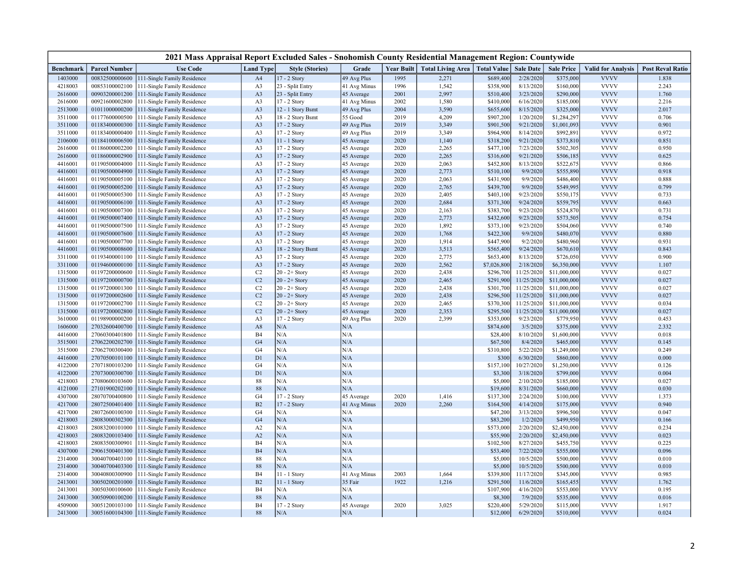## 2021 Mass Appraisal Report Excluded Sales - Snohomish County Residential Management Region: Countywide

| Benchmark | Parcel Number | Use Code | Land Type | Style (Stories) | Grade | Year Built | Total Living Area | Total Value | Sale Date | Sale Price | Valid for Analysis | Post Reval Ratio |
|---|---|---|---|---|---|---|---|---|---|---|---|---|
| 1403000 | 00832500000600 | 111-Single Family Residence | A4 | 17 - 2 Story | 49 Avg Plus | 1995 | 2,271 | $689,400 | 2/28/2020 | $375,000 | VVVV | 1.838 |
| 4218003 | 00853100002100 | 111-Single Family Residence | A3 | 23 - Split Entry | 41 Avg Minus | 1996 | 1,542 | $358,900 | 8/13/2020 | $160,000 | VVVV | 2.243 |
| 2616000 | 00903200001200 | 111-Single Family Residence | A3 | 23 - Split Entry | 45 Average | 2001 | 2,997 | $510,400 | 3/23/2020 | $290,000 | VVVV | 1.760 |
| 2616000 | 00921600002800 | 111-Single Family Residence | A3 | 17 - 2 Story | 41 Avg Minus | 2002 | 1,580 | $410,000 | 6/16/2020 | $185,000 | VVVV | 2.216 |
| 2513000 | 01011000000200 | 111-Single Family Residence | A3 | 12 - 1 Story Bsmt | 49 Avg Plus | 2004 | 3,590 | $655,600 | 8/15/2020 | $325,000 | VVVV | 2.017 |
| 3511000 | 01177600000500 | 111-Single Family Residence | A3 | 18 - 2 Story Bsmt | 55 Good | 2019 | 4,209 | $907,200 | 1/20/2020 | $1,284,297 | VVVV | 0.706 |
| 3511000 | 01183400000300 | 111-Single Family Residence | A3 | 17 - 2 Story | 49 Avg Plus | 2019 | 3,349 | $901,500 | 9/21/2020 | $1,001,093 | VVVV | 0.901 |
| 3511000 | 01183400000400 | 111-Single Family Residence | A3 | 17 - 2 Story | 49 Avg Plus | 2019 | 3,349 | $964,900 | 8/14/2020 | $992,891 | VVVV | 0.972 |
| 2106000 | 01184100006500 | 111-Single Family Residence | A3 | 11 - 1 Story | 45 Average | 2020 | 1,140 | $318,200 | 9/21/2020 | $373,810 | VVVV | 0.851 |
| 2616000 | 01186000002200 | 111-Single Family Residence | A3 | 17 - 2 Story | 45 Average | 2020 | 2,265 | $477,100 | 7/23/2020 | $502,305 | VVVV | 0.950 |
| 2616000 | 01186000002900 | 111-Single Family Residence | A3 | 17 - 2 Story | 45 Average | 2020 | 2,265 | $316,600 | 9/21/2020 | $506,185 | VVVV | 0.625 |
| 4416001 | 01190500004000 | 111-Single Family Residence | A3 | 17 - 2 Story | 45 Average | 2020 | 2,063 | $452,800 | 8/13/2020 | $522,675 | VVVV | 0.866 |
| 4416001 | 01190500004900 | 111-Single Family Residence | A3 | 17 - 2 Story | 45 Average | 2020 | 2,773 | $510,100 | 9/9/2020 | $555,890 | VVVV | 0.918 |
| 4416001 | 01190500005100 | 111-Single Family Residence | A3 | 17 - 2 Story | 45 Average | 2020 | 2,063 | $431,900 | 9/9/2020 | $486,400 | VVVV | 0.888 |
| 4416001 | 01190500005200 | 111-Single Family Residence | A3 | 17 - 2 Story | 45 Average | 2020 | 2,765 | $439,700 | 9/9/2020 | $549,995 | VVVV | 0.799 |
| 4416001 | 01190500005300 | 111-Single Family Residence | A3 | 17 - 2 Story | 45 Average | 2020 | 2,405 | $403,100 | 9/23/2020 | $550,175 | VVVV | 0.733 |
| 4416001 | 01190500006100 | 111-Single Family Residence | A3 | 17 - 2 Story | 45 Average | 2020 | 2,684 | $371,300 | 9/24/2020 | $559,795 | VVVV | 0.663 |
| 4416001 | 01190500007300 | 111-Single Family Residence | A3 | 17 - 2 Story | 45 Average | 2020 | 2,163 | $383,700 | 9/23/2020 | $524,870 | VVVV | 0.731 |
| 4416001 | 01190500007400 | 111-Single Family Residence | A3 | 17 - 2 Story | 45 Average | 2020 | 2,773 | $432,600 | 9/23/2020 | $573,505 | VVVV | 0.754 |
| 4416001 | 01190500007500 | 111-Single Family Residence | A3 | 17 - 2 Story | 45 Average | 2020 | 1,892 | $373,100 | 9/23/2020 | $504,060 | VVVV | 0.740 |
| 4416001 | 01190500007600 | 111-Single Family Residence | A3 | 17 - 2 Story | 45 Average | 2020 | 1,768 | $422,300 | 9/9/2020 | $480,070 | VVVV | 0.880 |
| 4416001 | 01190500007700 | 111-Single Family Residence | A3 | 17 - 2 Story | 45 Average | 2020 | 1,914 | $447,900 | 9/2/2020 | $480,960 | VVVV | 0.931 |
| 4416001 | 01190500008600 | 111-Single Family Residence | A3 | 18 - 2 Story Bsmt | 45 Average | 2020 | 3,513 | $565,400 | 9/24/2020 | $670,610 | VVVV | 0.843 |
| 3311000 | 01193400001100 | 111-Single Family Residence | A3 | 17 - 2 Story | 45 Average | 2020 | 2,775 | $653,400 | 8/13/2020 | $726,050 | VVVV | 0.900 |
| 3311000 | 01194600000100 | 111-Single Family Residence | A3 | 17 - 2 Story | 45 Average | 2020 | 2,562 | $7,026,800 | 2/18/2020 | $6,350,000 | VVVV | 1.107 |
| 1315000 | 01197200000600 | 111-Single Family Residence | C2 | 20 - 2+ Story | 45 Average | 2020 | 2,438 | $296,700 | 11/25/2020 | $11,000,000 | VVVV | 0.027 |
| 1315000 | 01197200000700 | 111-Single Family Residence | C2 | 20 - 2+ Story | 45 Average | 2020 | 2,465 | $291,900 | 11/25/2020 | $11,000,000 | VVVV | 0.027 |
| 1315000 | 01197200001300 | 111-Single Family Residence | C2 | 20 - 2+ Story | 45 Average | 2020 | 2,438 | $301,700 | 11/25/2020 | $11,000,000 | VVVV | 0.027 |
| 1315000 | 01197200002600 | 111-Single Family Residence | C2 | 20 - 2+ Story | 45 Average | 2020 | 2,438 | $296,500 | 11/25/2020 | $11,000,000 | VVVV | 0.027 |
| 1315000 | 01197200002700 | 111-Single Family Residence | C2 | 20 - 2+ Story | 45 Average | 2020 | 2,465 | $370,300 | 11/25/2020 | $11,000,000 | VVVV | 0.034 |
| 1315000 | 01197200002800 | 111-Single Family Residence | C2 | 20 - 2+ Story | 45 Average | 2020 | 2,353 | $295,500 | 11/25/2020 | $11,000,000 | VVVV | 0.027 |
| 3610000 | 01198900000200 | 111-Single Family Residence | A3 | 17 - 2 Story | 49 Avg Plus | 2020 | 2,399 | $353,000 | 9/23/2020 | $779,950 | VVVV | 0.453 |
| 1606000 | 27032600400700 | 111-Single Family Residence | A8 | N/A | N/A | | | $874,600 | 3/5/2020 | $375,000 | VVVV | 2.332 |
| 4416000 | 27060300401800 | 111-Single Family Residence | B4 | N/A | N/A | | | $28,400 | 8/10/2020 | $1,600,000 | VVVV | 0.018 |
| 3515001 | 27062200202700 | 111-Single Family Residence | G4 | N/A | N/A | | | $67,500 | 8/4/2020 | $465,000 | VVVV | 0.145 |
| 3515000 | 27062700300400 | 111-Single Family Residence | G4 | N/A | N/A | | | $310,800 | 5/22/2020 | $1,249,000 | VVVV | 0.249 |
| 4416000 | 27070500101100 | 111-Single Family Residence | D1 | N/A | N/A | | | $300 | 6/30/2020 | $860,000 | VVVV | 0.000 |
| 4122000 | 27071800103200 | 111-Single Family Residence | G4 | N/A | N/A | | | $157,100 | 10/27/2020 | $1,250,000 | VVVV | 0.126 |
| 4122000 | 27073000300700 | 111-Single Family Residence | D1 | N/A | N/A | | | $3,300 | 3/18/2020 | $799,000 | VVVV | 0.004 |
| 4218003 | 27080600103600 | 111-Single Family Residence | 88 | N/A | N/A | | | $5,000 | 2/10/2020 | $185,000 | VVVV | 0.027 |
| 4121000 | 27101900202100 | 111-Single Family Residence | 88 | N/A | N/A | | | $19,600 | 8/31/2020 | $660,000 | VVVV | 0.030 |
| 4307000 | 28070700400800 | 111-Single Family Residence | G4 | 17 - 2 Story | 45 Average | 2020 | 1,416 | $137,300 | 2/24/2020 | $100,000 | VVVV | 1.373 |
| 4217000 | 28072500401400 | 111-Single Family Residence | B2 | 17 - 2 Story | 41 Avg Minus | 2020 | 2,260 | $164,500 | 4/14/2020 | $175,000 | VVVV | 0.940 |
| 4217000 | 28072600100300 | 111-Single Family Residence | G4 | N/A | N/A | | | $47,200 | 3/13/2020 | $996,500 | VVVV | 0.047 |
| 4218003 | 28083000302300 | 111-Single Family Residence | G4 | N/A | N/A | | | $83,200 | 1/2/2020 | $499,950 | VVVV | 0.166 |
| 4218003 | 28083200101000 | 111-Single Family Residence | A2 | N/A | N/A | | | $573,000 | 2/20/2020 | $2,450,000 | VVVV | 0.234 |
| 4218003 | 28083200103400 | 111-Single Family Residence | A2 | N/A | N/A | | | $55,900 | 2/20/2020 | $2,450,000 | VVVV | 0.023 |
| 4218003 | 28083500300901 | 111-Single Family Residence | B4 | N/A | N/A | | | $102,500 | 8/27/2020 | $455,750 | VVVV | 0.225 |
| 4307000 | 29061500401300 | 111-Single Family Residence | B4 | N/A | N/A | | | $53,400 | 7/22/2020 | $555,000 | VVVV | 0.096 |
| 2314000 | 30040700403100 | 111-Single Family Residence | 88 | N/A | N/A | | | $5,000 | 10/5/2020 | $500,000 | VVVV | 0.010 |
| 2314000 | 30040700403300 | 111-Single Family Residence | 88 | N/A | N/A | | | $5,000 | 10/5/2020 | $500,000 | VVVV | 0.010 |
| 2314000 | 30040800300900 | 111-Single Family Residence | B4 | 11 - 1 Story | 41 Avg Minus | 2003 | 1,664 | $339,800 | 11/17/2020 | $345,000 | VVVV | 0.985 |
| 2413001 | 30050200201000 | 111-Single Family Residence | B2 | 11 - 1 Story | 35 Fair | 1922 | 1,216 | $291,500 | 11/6/2020 | $165,455 | VVVV | 1.762 |
| 2413001 | 30050300100600 | 111-Single Family Residence | B4 | N/A | N/A | | | $107,900 | 4/16/2020 | $553,000 | VVVV | 0.195 |
| 2413000 | 30050900100200 | 111-Single Family Residence | 88 | N/A | N/A | | | $8,300 | 7/9/2020 | $535,000 | VVVV | 0.016 |
| 4509000 | 30051200103100 | 111-Single Family Residence | B4 | 17 - 2 Story | 45 Average | 2020 | 3,025 | $220,400 | 5/29/2020 | $115,000 | VVVV | 1.917 |
| 2413000 | 30051600104300 | 111-Single Family Residence | 88 | N/A | N/A | | | $12,000 | 6/29/2020 | $510,000 | VVVV | 0.024 |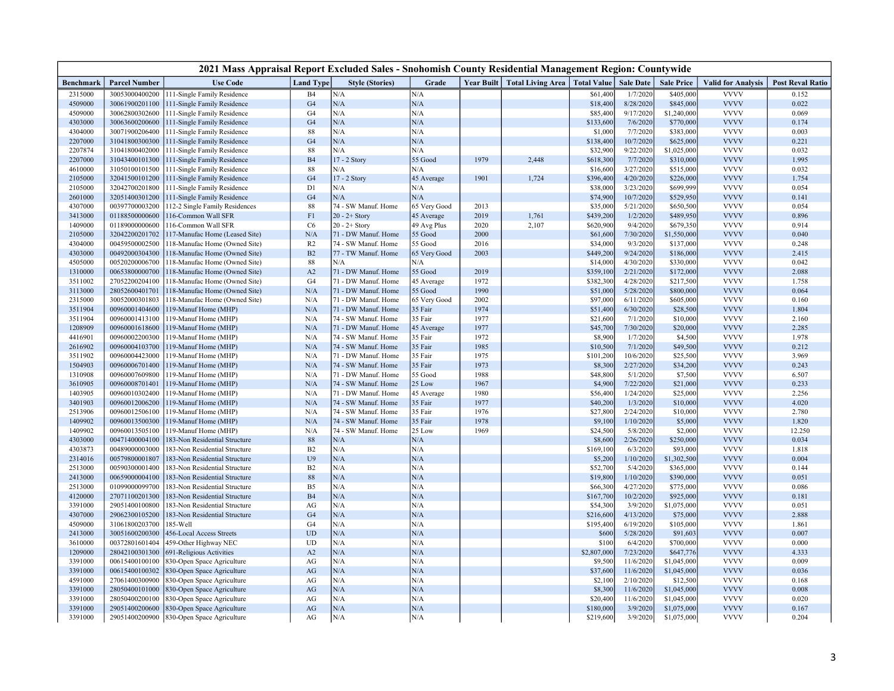| 2021 Mass Appraisal Report Excluded Sales - Snohomish County Residential Management Region: Countywide | | | | | | | | | | | | |
|---|---|---|---|---|---|---|---|---|---|---|---|---|
| Benchmark | Parcel Number | Use Code | Land Type | Style (Stories) | Grade | Year Built | Total Living Area | Total Value | Sale Date | Sale Price | Valid for Analysis | Post Reval Ratio |
| 2315000 | 30053000400200 | 111-Single Family Residence | B4 | N/A | N/A | | | $61,400 | 1/7/2020 | $405,000 | VVVV | 0.152 |
| 4509000 | 30061900201100 | 111-Single Family Residence | G4 | N/A | N/A | | | $18,400 | 8/28/2020 | $845,000 | VVVV | 0.022 |
| 4509000 | 30062800302600 | 111-Single Family Residence | G4 | N/A | N/A | | | $85,400 | 9/17/2020 | $1,240,000 | VVVV | 0.069 |
| 4303000 | 30063600200600 | 111-Single Family Residence | G4 | N/A | N/A | | | $133,600 | 7/6/2020 | $770,000 | VVVV | 0.174 |
| 4304000 | 30071900206400 | 111-Single Family Residence | 88 | N/A | N/A | | | $1,000 | 7/7/2020 | $383,000 | VVVV | 0.003 |
| 2207000 | 31041800300300 | 111-Single Family Residence | G4 | N/A | N/A | | | $138,400 | 10/7/2020 | $625,000 | VVVV | 0.221 |
| 2207874 | 31041800402000 | 111-Single Family Residence | 88 | N/A | N/A | | | $32,900 | 9/22/2020 | $1,025,000 | VVVV | 0.032 |
| 2207000 | 31043400101300 | 111-Single Family Residence | B4 | 17 - 2 Story | 55 Good | 1979 | 2,448 | $618,300 | 7/7/2020 | $310,000 | VVVV | 1.995 |
| 4610000 | 31050100101500 | 111-Single Family Residence | 88 | N/A | N/A | | | $16,600 | 3/27/2020 | $515,000 | VVVV | 0.032 |
| 2105000 | 32041500101200 | 111-Single Family Residence | G4 | 17 - 2 Story | 45 Average | 1901 | 1,724 | $396,400 | 4/20/2020 | $226,000 | VVVV | 1.754 |
| 2105000 | 32042700201800 | 111-Single Family Residence | D1 | N/A | N/A | | | $38,000 | 3/23/2020 | $699,999 | VVVV | 0.054 |
| 2601000 | 32051400301200 | 111-Single Family Residence | G4 | N/A | N/A | | | $74,900 | 10/7/2020 | $529,950 | VVVV | 0.141 |
| 4307000 | 00397700003200 | 112-2 Single Family Residences | 88 | 74 - SW Manuf. Home | 65 Very Good | 2013 | | $35,000 | 5/21/2020 | $650,500 | VVVV | 0.054 |
| 3413000 | 01188500000600 | 116-Common Wall SFR | F1 | 20 - 2+ Story | 45 Average | 2019 | 1,761 | $439,200 | 1/2/2020 | $489,950 | VVVV | 0.896 |
| 1409000 | 01189000000600 | 116-Common Wall SFR | C6 | 20 - 2+ Story | 49 Avg Plus | 2020 | 2,107 | $620,900 | 9/4/2020 | $679,350 | VVVV | 0.914 |
| 2105000 | 32042200201702 | 117-Manufac Home (Leased Site) | N/A | 71 - DW Manuf. Home | 55 Good | 2000 | | $61,600 | 7/30/2020 | $1,550,000 | VVVV | 0.040 |
| 4304000 | 00459500002500 | 118-Manufac Home (Owned Site) | R2 | 74 - SW Manuf. Home | 55 Good | 2016 | | $34,000 | 9/3/2020 | $137,000 | VVVV | 0.248 |
| 4303000 | 00492000304300 | 118-Manufac Home (Owned Site) | B2 | 77 - TW Manuf. Home | 65 Very Good | 2003 | | $449,200 | 9/24/2020 | $186,000 | VVVV | 2.415 |
| 4505000 | 00520200006700 | 118-Manufac Home (Owned Site) | 88 | N/A | N/A | | | $14,000 | 4/30/2020 | $330,000 | VVVV | 0.042 |
| 1310000 | 00653800000700 | 118-Manufac Home (Owned Site) | A2 | 71 - DW Manuf. Home | 55 Good | 2019 | | $359,100 | 2/21/2020 | $172,000 | VVVV | 2.088 |
| 3511002 | 27052200204100 | 118-Manufac Home (Owned Site) | G4 | 71 - DW Manuf. Home | 45 Average | 1972 | | $382,300 | 4/28/2020 | $217,500 | VVVV | 1.758 |
| 3113000 | 28052600401701 | 118-Manufac Home (Owned Site) | N/A | 71 - DW Manuf. Home | 55 Good | 1990 | | $51,000 | 5/28/2020 | $800,000 | VVVV | 0.064 |
| 2315000 | 30052000301803 | 118-Manufac Home (Owned Site) | N/A | 71 - DW Manuf. Home | 65 Very Good | 2002 | | $97,000 | 6/11/2020 | $605,000 | VVVV | 0.160 |
| 3511904 | 00960001404600 | 119-Manuf Home (MHP) | N/A | 71 - DW Manuf. Home | 35 Fair | 1974 | | $51,400 | 6/30/2020 | $28,500 | VVVV | 1.804 |
| 3511904 | 00960001413100 | 119-Manuf Home (MHP) | N/A | 74 - SW Manuf. Home | 35 Fair | 1977 | | $21,600 | 7/1/2020 | $10,000 | VVVV | 2.160 |
| 1208909 | 00960001618600 | 119-Manuf Home (MHP) | N/A | 71 - DW Manuf. Home | 45 Average | 1977 | | $45,700 | 7/30/2020 | $20,000 | VVVV | 2.285 |
| 4416901 | 00960002200300 | 119-Manuf Home (MHP) | N/A | 74 - SW Manuf. Home | 35 Fair | 1972 | | $8,900 | 1/7/2020 | $4,500 | VVVV | 1.978 |
| 2616902 | 00960004103700 | 119-Manuf Home (MHP) | N/A | 74 - SW Manuf. Home | 35 Fair | 1985 | | $10,500 | 7/1/2020 | $49,500 | VVVV | 0.212 |
| 3511902 | 00960004423000 | 119-Manuf Home (MHP) | N/A | 71 - DW Manuf. Home | 35 Fair | 1975 | | $101,200 | 10/6/2020 | $25,500 | VVVV | 3.969 |
| 1504903 | 00960006701400 | 119-Manuf Home (MHP) | N/A | 74 - SW Manuf. Home | 35 Fair | 1973 | | $8,300 | 2/27/2020 | $34,200 | VVVV | 0.243 |
| 1310908 | 00960007609800 | 119-Manuf Home (MHP) | N/A | 71 - DW Manuf. Home | 55 Good | 1988 | | $48,800 | 5/1/2020 | $7,500 | VVVV | 6.507 |
| 3610905 | 00960008701401 | 119-Manuf Home (MHP) | N/A | 74 - SW Manuf. Home | 25 Low | 1967 | | $4,900 | 7/22/2020 | $21,000 | VVVV | 0.233 |
| 1403905 | 00960010302400 | 119-Manuf Home (MHP) | N/A | 71 - DW Manuf. Home | 45 Average | 1980 | | $56,400 | 1/24/2020 | $25,000 | VVVV | 2.256 |
| 3401903 | 00960012006200 | 119-Manuf Home (MHP) | N/A | 74 - SW Manuf. Home | 35 Fair | 1977 | | $40,200 | 1/3/2020 | $10,000 | VVVV | 4.020 |
| 2513906 | 00960012506100 | 119-Manuf Home (MHP) | N/A | 74 - SW Manuf. Home | 35 Fair | 1976 | | $27,800 | 2/24/2020 | $10,000 | VVVV | 2.780 |
| 1409902 | 00960013500300 | 119-Manuf Home (MHP) | N/A | 74 - SW Manuf. Home | 35 Fair | 1978 | | $9,100 | 1/10/2020 | $5,000 | VVVV | 1.820 |
| 1409902 | 00960013505100 | 119-Manuf Home (MHP) | N/A | 74 - SW Manuf. Home | 25 Low | 1969 | | $24,500 | 5/8/2020 | $2,000 | VVVV | 12.250 |
| 4303000 | 00471400004100 | 183-Non Residential Structure | 88 | N/A | N/A | | | $8,600 | 2/26/2020 | $250,000 | VVVV | 0.034 |
| 4303873 | 00489000003000 | 183-Non Residential Structure | B2 | N/A | N/A | | | $169,100 | 6/3/2020 | $93,000 | VVVV | 1.818 |
| 2314016 | 00579800001807 | 183-Non Residential Structure | U9 | N/A | N/A | | | $5,200 | 1/10/2020 | $1,302,500 | VVVV | 0.004 |
| 2513000 | 00590300001400 | 183-Non Residential Structure | B2 | N/A | N/A | | | $52,700 | 5/4/2020 | $365,000 | VVVV | 0.144 |
| 2413000 | 00659000004100 | 183-Non Residential Structure | 88 | N/A | N/A | | | $19,800 | 1/10/2020 | $390,000 | VVVV | 0.051 |
| 2513000 | 01099000099700 | 183-Non Residential Structure | B5 | N/A | N/A | | | $66,300 | 4/27/2020 | $775,000 | VVVV | 0.086 |
| 4120000 | 27071100201300 | 183-Non Residential Structure | B4 | N/A | N/A | | | $167,700 | 10/2/2020 | $925,000 | VVVV | 0.181 |
| 3391000 | 29051400100800 | 183-Non Residential Structure | AG | N/A | N/A | | | $54,300 | 3/9/2020 | $1,075,000 | VVVV | 0.051 |
| 4307000 | 29062300105200 | 183-Non Residential Structure | G4 | N/A | N/A | | | $216,600 | 4/13/2020 | $75,000 | VVVV | 2.888 |
| 4509000 | 31061800203700 | 185-Well | G4 | N/A | N/A | | | $195,400 | 6/19/2020 | $105,000 | VVVV | 1.861 |
| 2413000 | 30051600200300 | 456-Local Access Streets | UD | N/A | N/A | | | $600 | 5/28/2020 | $91,603 | VVVV | 0.007 |
| 3610000 | 00372801601404 | 459-Other Highway NEC | UD | N/A | N/A | | | $100 | 6/4/2020 | $700,000 | VVVV | 0.000 |
| 1209000 | 28042100301300 | 691-Religious Activities | A2 | N/A | N/A | | | $2,807,000 | 7/23/2020 | $647,776 | VVVV | 4.333 |
| 3391000 | 00615400100100 | 830-Open Space Agriculture | AG | N/A | N/A | | | $9,500 | 11/6/2020 | $1,045,000 | VVVV | 0.009 |
| 3391000 | 00615400100302 | 830-Open Space Agriculture | AG | N/A | N/A | | | $37,600 | 11/6/2020 | $1,045,000 | VVVV | 0.036 |
| 4591000 | 27061400300900 | 830-Open Space Agriculture | AG | N/A | N/A | | | $2,100 | 2/10/2020 | $12,500 | VVVV | 0.168 |
| 3391000 | 28050400101000 | 830-Open Space Agriculture | AG | N/A | N/A | | | $8,300 | 11/6/2020 | $1,045,000 | VVVV | 0.008 |
| 3391000 | 28050400200100 | 830-Open Space Agriculture | AG | N/A | N/A | | | $20,400 | 11/6/2020 | $1,045,000 | VVVV | 0.020 |
| 3391000 | 29051400200600 | 830-Open Space Agriculture | AG | N/A | N/A | | | $180,000 | 3/9/2020 | $1,075,000 | VVVV | 0.167 |
| 3391000 | 29051400200900 | 830-Open Space Agriculture | AG | N/A | N/A | | | $219,600 | 3/9/2020 | $1,075,000 | VVVV | 0.204 |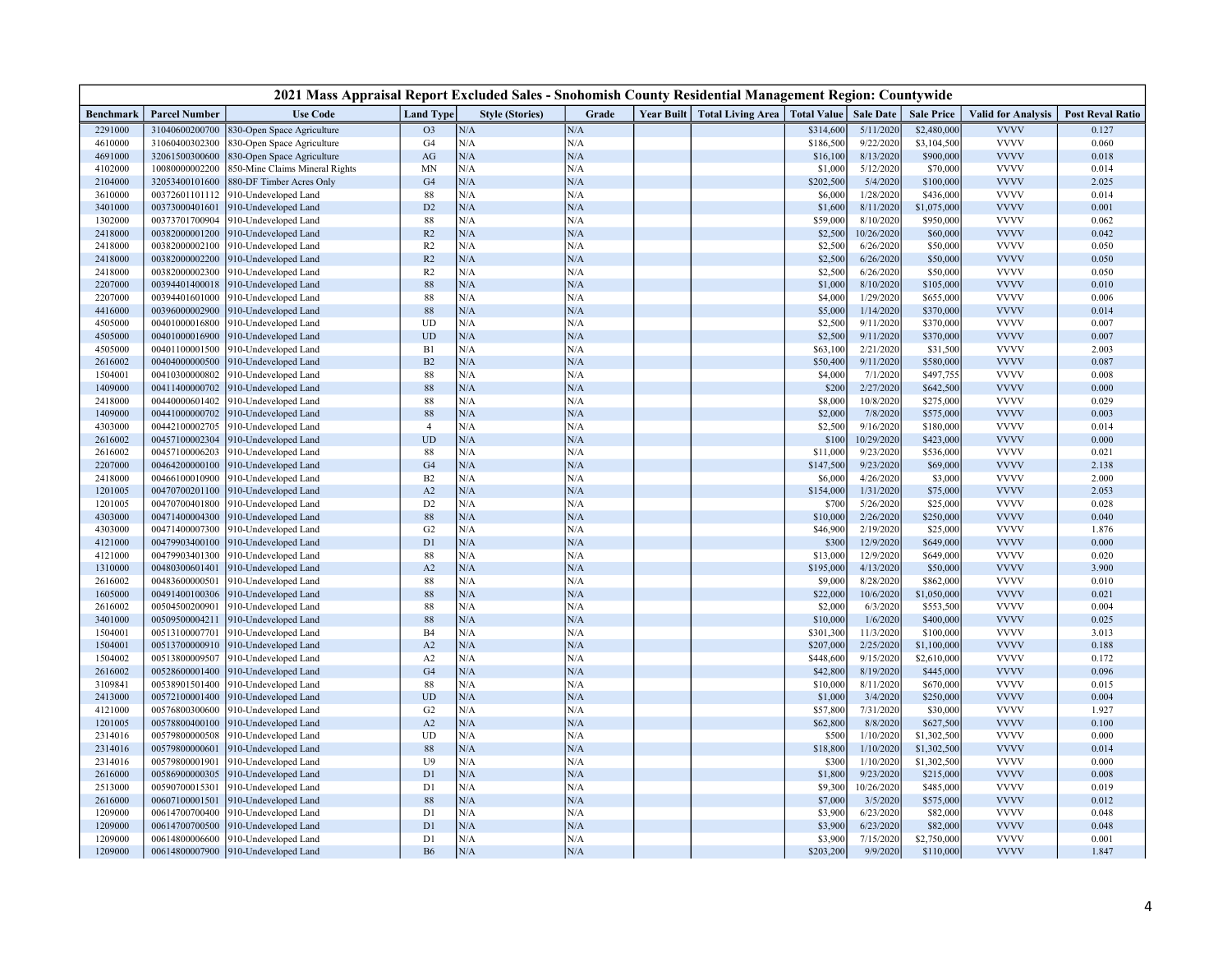| 2021 Mass Appraisal Report Excluded Sales - Snohomish County Residential Management Region: Countywide | | | | | | | | | | | | | |
|---|---|---|---|---|---|---|---|---|---|---|---|---|---|
| Benchmark | Parcel Number | Use Code | Land Type | Style (Stories) | Grade | Year Built | Total Living Area | Total Value | Sale Date | Sale Price | Valid for Analysis | Post Reval Ratio |
| 2291000 | 31040600200700 | 830-Open Space Agriculture | O3 | N/A | N/A | | | $314,600 | 5/11/2020 | $2,480,000 | VVVV | 0.127 |
| 4610000 | 31060400302300 | 830-Open Space Agriculture | G4 | N/A | N/A | | | $186,500 | 9/22/2020 | $3,104,500 | VVVV | 0.060 |
| 4691000 | 32061500300600 | 830-Open Space Agriculture | AG | N/A | N/A | | | $16,100 | 8/13/2020 | $900,000 | VVVV | 0.018 |
| 4102000 | 10080000002200 | 850-Mine Claims Mineral Rights | MN | N/A | N/A | | | $1,000 | 5/12/2020 | $70,000 | VVVV | 0.014 |
| 2104000 | 32053400101600 | 880-DF Timber Acres Only | G4 | N/A | N/A | | | $202,500 | 5/4/2020 | $100,000 | VVVV | 2.025 |
| 3610000 | 00372601101112 | 910-Undeveloped Land | 88 | N/A | N/A | | | $6,000 | 1/28/2020 | $436,000 | VVVV | 0.014 |
| 3401000 | 00373000401601 | 910-Undeveloped Land | D2 | N/A | N/A | | | $1,600 | 8/11/2020 | $1,075,000 | VVVV | 0.001 |
| 1302000 | 00373701700904 | 910-Undeveloped Land | 88 | N/A | N/A | | | $59,000 | 8/10/2020 | $950,000 | VVVV | 0.062 |
| 2418000 | 00382000001200 | 910-Undeveloped Land | R2 | N/A | N/A | | | $2,500 | 10/26/2020 | $60,000 | VVVV | 0.042 |
| 2418000 | 00382000002100 | 910-Undeveloped Land | R2 | N/A | N/A | | | $2,500 | 6/26/2020 | $50,000 | VVVV | 0.050 |
| 2418000 | 00382000002200 | 910-Undeveloped Land | R2 | N/A | N/A | | | $2,500 | 6/26/2020 | $50,000 | VVVV | 0.050 |
| 2418000 | 00382000002300 | 910-Undeveloped Land | R2 | N/A | N/A | | | $2,500 | 6/26/2020 | $50,000 | VVVV | 0.050 |
| 2207000 | 00394401400018 | 910-Undeveloped Land | 88 | N/A | N/A | | | $1,000 | 8/10/2020 | $105,000 | VVVV | 0.010 |
| 2207000 | 00394401601000 | 910-Undeveloped Land | 88 | N/A | N/A | | | $4,000 | 1/29/2020 | $655,000 | VVVV | 0.006 |
| 4416000 | 00396000002900 | 910-Undeveloped Land | 88 | N/A | N/A | | | $5,000 | 1/14/2020 | $370,000 | VVVV | 0.014 |
| 4505000 | 00401000016800 | 910-Undeveloped Land | UD | N/A | N/A | | | $2,500 | 9/11/2020 | $370,000 | VVVV | 0.007 |
| 4505000 | 00401000016900 | 910-Undeveloped Land | UD | N/A | N/A | | | $2,500 | 9/11/2020 | $370,000 | VVVV | 0.007 |
| 4505000 | 00401100001500 | 910-Undeveloped Land | B1 | N/A | N/A | | | $63,100 | 2/21/2020 | $31,500 | VVVV | 2.003 |
| 2616002 | 00404000000500 | 910-Undeveloped Land | B2 | N/A | N/A | | | $50,400 | 9/11/2020 | $580,000 | VVVV | 0.087 |
| 1504001 | 00410300000802 | 910-Undeveloped Land | 88 | N/A | N/A | | | $4,000 | 7/1/2020 | $497,755 | VVVV | 0.008 |
| 1409000 | 00411400000702 | 910-Undeveloped Land | 88 | N/A | N/A | | | $200 | 2/27/2020 | $642,500 | VVVV | 0.000 |
| 2418000 | 00440000601402 | 910-Undeveloped Land | 88 | N/A | N/A | | | $8,000 | 10/8/2020 | $275,000 | VVVV | 0.029 |
| 1409000 | 00441000000702 | 910-Undeveloped Land | 88 | N/A | N/A | | | $2,000 | 7/8/2020 | $575,000 | VVVV | 0.003 |
| 4303000 | 00442100002705 | 910-Undeveloped Land | 4 | N/A | N/A | | | $2,500 | 9/16/2020 | $180,000 | VVVV | 0.014 |
| 2616002 | 00457100002304 | 910-Undeveloped Land | UD | N/A | N/A | | | $100 | 10/29/2020 | $423,000 | VVVV | 0.000 |
| 2616002 | 00457100006203 | 910-Undeveloped Land | 88 | N/A | N/A | | | $11,000 | 9/23/2020 | $536,000 | VVVV | 0.021 |
| 2207000 | 00464200000100 | 910-Undeveloped Land | G4 | N/A | N/A | | | $147,500 | 9/23/2020 | $69,000 | VVVV | 2.138 |
| 2418000 | 00466100010900 | 910-Undeveloped Land | B2 | N/A | N/A | | | $6,000 | 4/26/2020 | $3,000 | VVVV | 2.000 |
| 1201005 | 00470700201100 | 910-Undeveloped Land | A2 | N/A | N/A | | | $154,000 | 1/31/2020 | $75,000 | VVVV | 2.053 |
| 1201005 | 00470700401800 | 910-Undeveloped Land | D2 | N/A | N/A | | | $700 | 5/26/2020 | $25,000 | VVVV | 0.028 |
| 4303000 | 00471400004300 | 910-Undeveloped Land | 88 | N/A | N/A | | | $10,000 | 2/26/2020 | $250,000 | VVVV | 0.040 |
| 4303000 | 00471400007300 | 910-Undeveloped Land | G2 | N/A | N/A | | | $46,900 | 2/19/2020 | $25,000 | VVVV | 1.876 |
| 4121000 | 00479903400100 | 910-Undeveloped Land | D1 | N/A | N/A | | | $300 | 12/9/2020 | $649,000 | VVVV | 0.000 |
| 4121000 | 00479903401300 | 910-Undeveloped Land | 88 | N/A | N/A | | | $13,000 | 12/9/2020 | $649,000 | VVVV | 0.020 |
| 1310000 | 00480300601401 | 910-Undeveloped Land | A2 | N/A | N/A | | | $195,000 | 4/13/2020 | $50,000 | VVVV | 3.900 |
| 2616002 | 00483600000501 | 910-Undeveloped Land | 88 | N/A | N/A | | | $9,000 | 8/28/2020 | $862,000 | VVVV | 0.010 |
| 1605000 | 00491400100306 | 910-Undeveloped Land | 88 | N/A | N/A | | | $22,000 | 10/6/2020 | $1,050,000 | VVVV | 0.021 |
| 2616002 | 00504500200901 | 910-Undeveloped Land | 88 | N/A | N/A | | | $2,000 | 6/3/2020 | $553,500 | VVVV | 0.004 |
| 3401000 | 00509500004211 | 910-Undeveloped Land | 88 | N/A | N/A | | | $10,000 | 1/6/2020 | $400,000 | VVVV | 0.025 |
| 1504001 | 00513100007701 | 910-Undeveloped Land | B4 | N/A | N/A | | | $301,300 | 11/3/2020 | $100,000 | VVVV | 3.013 |
| 1504001 | 00513700000910 | 910-Undeveloped Land | A2 | N/A | N/A | | | $207,000 | 2/25/2020 | $1,100,000 | VVVV | 0.188 |
| 1504002 | 00513800009507 | 910-Undeveloped Land | A2 | N/A | N/A | | | $448,600 | 9/15/2020 | $2,610,000 | VVVV | 0.172 |
| 2616002 | 00528600001400 | 910-Undeveloped Land | G4 | N/A | N/A | | | $42,800 | 8/19/2020 | $445,000 | VVVV | 0.096 |
| 3109841 | 00538901501400 | 910-Undeveloped Land | 88 | N/A | N/A | | | $10,000 | 8/11/2020 | $670,000 | VVVV | 0.015 |
| 2413000 | 00572100001400 | 910-Undeveloped Land | UD | N/A | N/A | | | $1,000 | 3/4/2020 | $250,000 | VVVV | 0.004 |
| 4121000 | 00576800300600 | 910-Undeveloped Land | G2 | N/A | N/A | | | $57,800 | 7/31/2020 | $30,000 | VVVV | 1.927 |
| 1201005 | 00578800400100 | 910-Undeveloped Land | A2 | N/A | N/A | | | $62,800 | 8/8/2020 | $627,500 | VVVV | 0.100 |
| 2314016 | 00579800000508 | 910-Undeveloped Land | UD | N/A | N/A | | | $500 | 1/10/2020 | $1,302,500 | VVVV | 0.000 |
| 2314016 | 00579800000601 | 910-Undeveloped Land | 88 | N/A | N/A | | | $18,800 | 1/10/2020 | $1,302,500 | VVVV | 0.014 |
| 2314016 | 00579800001901 | 910-Undeveloped Land | U9 | N/A | N/A | | | $300 | 1/10/2020 | $1,302,500 | VVVV | 0.000 |
| 2616000 | 00586900000305 | 910-Undeveloped Land | D1 | N/A | N/A | | | $1,800 | 9/23/2020 | $215,000 | VVVV | 0.008 |
| 2513000 | 00590700015301 | 910-Undeveloped Land | D1 | N/A | N/A | | | $9,300 | 10/26/2020 | $485,000 | VVVV | 0.019 |
| 2616000 | 00607100001501 | 910-Undeveloped Land | 88 | N/A | N/A | | | $7,000 | 3/5/2020 | $575,000 | VVVV | 0.012 |
| 1209000 | 00614700700400 | 910-Undeveloped Land | D1 | N/A | N/A | | | $3,900 | 6/23/2020 | $82,000 | VVVV | 0.048 |
| 1209000 | 00614700700500 | 910-Undeveloped Land | D1 | N/A | N/A | | | $3,900 | 6/23/2020 | $82,000 | VVVV | 0.048 |
| 1209000 | 00614800006600 | 910-Undeveloped Land | D1 | N/A | N/A | | | $3,900 | 7/15/2020 | $2,750,000 | VVVV | 0.001 |
| 1209000 | 00614800007900 | 910-Undeveloped Land | B6 | N/A | N/A | | | $203,200 | 9/9/2020 | $110,000 | VVVV | 1.847 |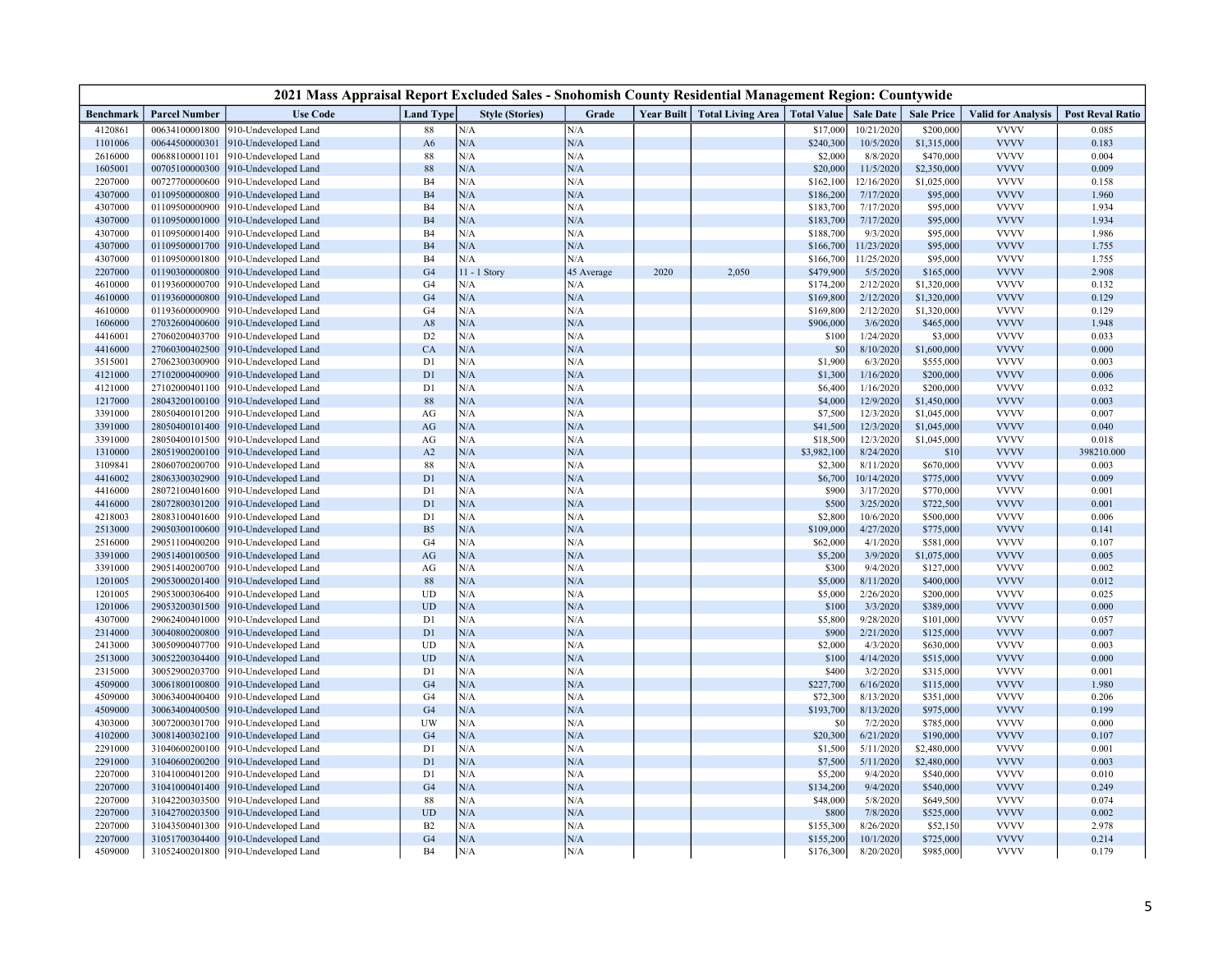## 2021 Mass Appraisal Report Excluded Sales - Snohomish County Residential Management Region: Countywide

| Benchmark | Parcel Number | Use Code | Land Type | Style (Stories) | Grade | Year Built | Total Living Area | Total Value | Sale Date | Sale Price | Valid for Analysis | Post Reval Ratio |
|---|---|---|---|---|---|---|---|---|---|---|---|---|
| 4120861 | 00634100001800 | 910-Undeveloped Land | 88 | N/A | N/A | | | $17,000 | 10/21/2020 | $200,000 | VVVV | 0.085 |
| 1101006 | 00644500003301 | 910-Undeveloped Land | A6 | N/A | N/A | | | $240,300 | 10/5/2020 | $1,315,000 | VVVV | 0.183 |
| 2616000 | 00688100001101 | 910-Undeveloped Land | 88 | N/A | N/A | | | $2,000 | 8/8/2020 | $470,000 | VVVV | 0.004 |
| 1605001 | 00705100003300 | 910-Undeveloped Land | 88 | N/A | N/A | | | $20,000 | 11/5/2020 | $2,350,000 | VVVV | 0.009 |
| 2207000 | 00727700000600 | 910-Undeveloped Land | B4 | N/A | N/A | | | $162,100 | 12/16/2020 | $1,025,000 | VVVV | 0.158 |
| 4307000 | 01109500000800 | 910-Undeveloped Land | B4 | N/A | N/A | | | $186,200 | 7/17/2020 | $95,000 | VVVV | 1.960 |
| 4307000 | 01109500000900 | 910-Undeveloped Land | B4 | N/A | N/A | | | $183,700 | 7/17/2020 | $95,000 | VVVV | 1.934 |
| 4307000 | 01109500001000 | 910-Undeveloped Land | B4 | N/A | N/A | | | $183,700 | 7/17/2020 | $95,000 | VVVV | 1.934 |
| 4307000 | 01109500001400 | 910-Undeveloped Land | B4 | N/A | N/A | | | $188,700 | 9/3/2020 | $95,000 | VVVV | 1.986 |
| 4307000 | 01109500001700 | 910-Undeveloped Land | B4 | N/A | N/A | | | $166,700 | 11/23/2020 | $95,000 | VVVV | 1.755 |
| 4307000 | 01109500001800 | 910-Undeveloped Land | B4 | N/A | N/A | | | $166,700 | 11/25/2020 | $95,000 | VVVV | 1.755 |
| 2207000 | 01190300000800 | 910-Undeveloped Land | G4 | 11 - 1 Story | 45 Average | 2020 | 2,050 | $479,900 | 5/5/2020 | $165,000 | VVVV | 2.908 |
| 4610000 | 01193600000700 | 910-Undeveloped Land | G4 | N/A | N/A | | | $174,200 | 2/12/2020 | $1,320,000 | VVVV | 0.132 |
| 4610000 | 01193600000800 | 910-Undeveloped Land | G4 | N/A | N/A | | | $169,800 | 2/12/2020 | $1,320,000 | VVVV | 0.129 |
| 4610000 | 01193600000900 | 910-Undeveloped Land | G4 | N/A | N/A | | | $169,800 | 2/12/2020 | $1,320,000 | VVVV | 0.129 |
| 1606000 | 27032600400600 | 910-Undeveloped Land | A8 | N/A | N/A | | | $906,000 | 3/6/2020 | $465,000 | VVVV | 1.948 |
| 4416001 | 27060200403700 | 910-Undeveloped Land | D2 | N/A | N/A | | | $100 | 1/24/2020 | $3,000 | VVVV | 0.033 |
| 4416000 | 27060300402500 | 910-Undeveloped Land | CA | N/A | N/A | | | $0 | 8/10/2020 | $1,600,000 | VVVV | 0.000 |
| 3515001 | 27062300300900 | 910-Undeveloped Land | D1 | N/A | N/A | | | $1,900 | 6/3/2020 | $555,000 | VVVV | 0.003 |
| 4121000 | 27102000400900 | 910-Undeveloped Land | D1 | N/A | N/A | | | $1,300 | 1/16/2020 | $200,000 | VVVV | 0.006 |
| 4121000 | 27102000401100 | 910-Undeveloped Land | D1 | N/A | N/A | | | $6,400 | 1/16/2020 | $200,000 | VVVV | 0.032 |
| 1217000 | 28043200100100 | 910-Undeveloped Land | 88 | N/A | N/A | | | $4,000 | 12/9/2020 | $1,450,000 | VVVV | 0.003 |
| 3391000 | 28050400101200 | 910-Undeveloped Land | AG | N/A | N/A | | | $7,500 | 12/3/2020 | $1,045,000 | VVVV | 0.007 |
| 3391000 | 28050400101400 | 910-Undeveloped Land | AG | N/A | N/A | | | $41,500 | 12/3/2020 | $1,045,000 | VVVV | 0.040 |
| 3391000 | 28050400101500 | 910-Undeveloped Land | AG | N/A | N/A | | | $18,500 | 12/3/2020 | $1,045,000 | VVVV | 0.018 |
| 1310000 | 28051900200100 | 910-Undeveloped Land | A2 | N/A | N/A | | | $3,982,100 | 8/24/2020 | $10 | VVVV | 398210.000 |
| 3109841 | 28060700200700 | 910-Undeveloped Land | 88 | N/A | N/A | | | $2,300 | 8/11/2020 | $670,000 | VVVV | 0.003 |
| 4416002 | 28063300302900 | 910-Undeveloped Land | D1 | N/A | N/A | | | $6,700 | 10/14/2020 | $775,000 | VVVV | 0.009 |
| 4416000 | 28072100401600 | 910-Undeveloped Land | D1 | N/A | N/A | | | $900 | 3/17/2020 | $770,000 | VVVV | 0.001 |
| 4416000 | 28072800301200 | 910-Undeveloped Land | D1 | N/A | N/A | | | $500 | 3/25/2020 | $722,500 | VVVV | 0.001 |
| 4218003 | 28083100401600 | 910-Undeveloped Land | D1 | N/A | N/A | | | $2,800 | 10/6/2020 | $500,000 | VVVV | 0.006 |
| 2513000 | 29050300100600 | 910-Undeveloped Land | B5 | N/A | N/A | | | $109,000 | 4/27/2020 | $775,000 | VVVV | 0.141 |
| 2516000 | 29051100400200 | 910-Undeveloped Land | G4 | N/A | N/A | | | $62,000 | 4/1/2020 | $581,000 | VVVV | 0.107 |
| 3391000 | 29051400100500 | 910-Undeveloped Land | AG | N/A | N/A | | | $5,200 | 3/9/2020 | $1,075,000 | VVVV | 0.005 |
| 3391000 | 29051400200700 | 910-Undeveloped Land | AG | N/A | N/A | | | $300 | 9/4/2020 | $127,000 | VVVV | 0.002 |
| 1201005 | 29053000201400 | 910-Undeveloped Land | 88 | N/A | N/A | | | $5,000 | 8/11/2020 | $400,000 | VVVV | 0.012 |
| 1201005 | 29053000306400 | 910-Undeveloped Land | UD | N/A | N/A | | | $5,000 | 2/26/2020 | $200,000 | VVVV | 0.025 |
| 1201006 | 29053200301500 | 910-Undeveloped Land | UD | N/A | N/A | | | $100 | 3/3/2020 | $389,000 | VVVV | 0.000 |
| 4307000 | 29062400401000 | 910-Undeveloped Land | D1 | N/A | N/A | | | $5,800 | 9/28/2020 | $101,000 | VVVV | 0.057 |
| 2314000 | 30040800200800 | 910-Undeveloped Land | D1 | N/A | N/A | | | $900 | 2/21/2020 | $125,000 | VVVV | 0.007 |
| 2413000 | 30050900407700 | 910-Undeveloped Land | UD | N/A | N/A | | | $2,000 | 4/3/2020 | $630,000 | VVVV | 0.003 |
| 2513000 | 30052200304400 | 910-Undeveloped Land | UD | N/A | N/A | | | $100 | 4/14/2020 | $515,000 | VVVV | 0.000 |
| 2315000 | 30052900203700 | 910-Undeveloped Land | D1 | N/A | N/A | | | $400 | 3/2/2020 | $315,000 | VVVV | 0.001 |
| 4509000 | 30061800100800 | 910-Undeveloped Land | G4 | N/A | N/A | | | $227,700 | 6/16/2020 | $115,000 | VVVV | 1.980 |
| 4509000 | 30063400400400 | 910-Undeveloped Land | G4 | N/A | N/A | | | $72,300 | 8/13/2020 | $351,000 | VVVV | 0.206 |
| 4509000 | 30063400400500 | 910-Undeveloped Land | G4 | N/A | N/A | | | $193,700 | 8/13/2020 | $975,000 | VVVV | 0.199 |
| 4303000 | 30072000301700 | 910-Undeveloped Land | UW | N/A | N/A | | | $0 | 7/2/2020 | $785,000 | VVVV | 0.000 |
| 4102000 | 30081400302100 | 910-Undeveloped Land | G4 | N/A | N/A | | | $20,300 | 6/21/2020 | $190,000 | VVVV | 0.107 |
| 2291000 | 31040600200100 | 910-Undeveloped Land | D1 | N/A | N/A | | | $1,500 | 5/11/2020 | $2,480,000 | VVVV | 0.001 |
| 2291000 | 31040600200200 | 910-Undeveloped Land | D1 | N/A | N/A | | | $7,500 | 5/11/2020 | $2,480,000 | VVVV | 0.003 |
| 2207000 | 31041000401200 | 910-Undeveloped Land | D1 | N/A | N/A | | | $5,200 | 9/4/2020 | $540,000 | VVVV | 0.010 |
| 2207000 | 31041000401400 | 910-Undeveloped Land | G4 | N/A | N/A | | | $134,200 | 9/4/2020 | $540,000 | VVVV | 0.249 |
| 2207000 | 31042200303500 | 910-Undeveloped Land | 88 | N/A | N/A | | | $48,000 | 5/8/2020 | $649,500 | VVVV | 0.074 |
| 2207000 | 31042700203500 | 910-Undeveloped Land | UD | N/A | N/A | | | $800 | 7/8/2020 | $525,000 | VVVV | 0.002 |
| 2207000 | 31043500401300 | 910-Undeveloped Land | B2 | N/A | N/A | | | $155,300 | 8/26/2020 | $52,150 | VVVV | 2.978 |
| 2207000 | 31051700304400 | 910-Undeveloped Land | G4 | N/A | N/A | | | $155,200 | 10/1/2020 | $725,000 | VVVV | 0.214 |
| 4509000 | 31052400201800 | 910-Undeveloped Land | B4 | N/A | N/A | | | $176,300 | 8/20/2020 | $985,000 | VVVV | 0.179 |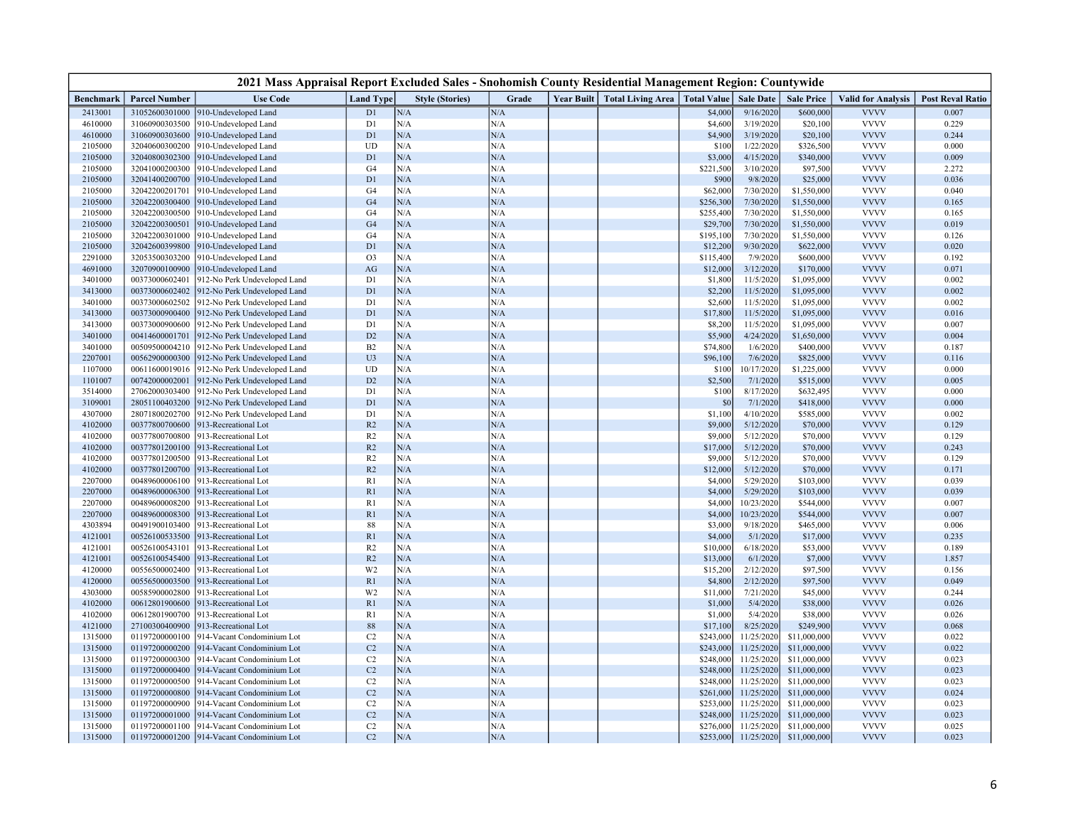| 2021 Mass Appraisal Report Excluded Sales - Snohomish County Residential Management Region: Countywide | | | | | | | | | | | | | |
|---|---|---|---|---|---|---|---|---|---|---|---|---|---|
| Benchmark | Parcel Number | Use Code | Land Type | Style (Stories) | Grade | Year Built | Total Living Area | Total Value | Sale Date | Sale Price | Valid for Analysis | Post Reval Ratio |
| 2413001 | 31052600301000 | 910-Undeveloped Land | D1 | N/A | N/A | | | $4,000 | 9/16/2020 | $600,000 | VVVV | 0.007 |
| 4610000 | 31060900303500 | 910-Undeveloped Land | D1 | N/A | N/A | | | $4,600 | 3/19/2020 | $20,100 | VVVV | 0.229 |
| 4610000 | 31060900303600 | 910-Undeveloped Land | D1 | N/A | N/A | | | $4,900 | 3/19/2020 | $20,100 | VVVV | 0.244 |
| 2105000 | 32040600300200 | 910-Undeveloped Land | UD | N/A | N/A | | | $100 | 1/22/2020 | $326,500 | VVVV | 0.000 |
| 2105000 | 32040800302300 | 910-Undeveloped Land | D1 | N/A | N/A | | | $3,000 | 4/15/2020 | $340,000 | VVVV | 0.009 |
| 2105000 | 32041000200300 | 910-Undeveloped Land | G4 | N/A | N/A | | | $221,500 | 3/10/2020 | $97,500 | VVVV | 2.272 |
| 2105000 | 32041400200700 | 910-Undeveloped Land | D1 | N/A | N/A | | | $900 | 9/8/2020 | $25,000 | VVVV | 0.036 |
| 2105000 | 32042200201701 | 910-Undeveloped Land | G4 | N/A | N/A | | | $62,000 | 7/30/2020 | $1,550,000 | VVVV | 0.040 |
| 2105000 | 32042200300400 | 910-Undeveloped Land | G4 | N/A | N/A | | | $256,300 | 7/30/2020 | $1,550,000 | VVVV | 0.165 |
| 2105000 | 32042200300500 | 910-Undeveloped Land | G4 | N/A | N/A | | | $255,400 | 7/30/2020 | $1,550,000 | VVVV | 0.165 |
| 2105000 | 32042200300501 | 910-Undeveloped Land | G4 | N/A | N/A | | | $29,700 | 7/30/2020 | $1,550,000 | VVVV | 0.019 |
| 2105000 | 32042200301000 | 910-Undeveloped Land | G4 | N/A | N/A | | | $195,100 | 7/30/2020 | $1,550,000 | VVVV | 0.126 |
| 2105000 | 32042600399800 | 910-Undeveloped Land | D1 | N/A | N/A | | | $12,200 | 9/30/2020 | $622,000 | VVVV | 0.020 |
| 2291000 | 32053500303200 | 910-Undeveloped Land | O3 | N/A | N/A | | | $115,400 | 7/9/2020 | $600,000 | VVVV | 0.192 |
| 4691000 | 32070900100900 | 910-Undeveloped Land | AG | N/A | N/A | | | $12,000 | 3/12/2020 | $170,000 | VVVV | 0.071 |
| 3401000 | 00373000602401 | 912-No Perk Undeveloped Land | D1 | N/A | N/A | | | $1,800 | 11/5/2020 | $1,095,000 | VVVV | 0.002 |
| 3413000 | 00373000602402 | 912-No Perk Undeveloped Land | D1 | N/A | N/A | | | $2,200 | 11/5/2020 | $1,095,000 | VVVV | 0.002 |
| 3401000 | 00373000602502 | 912-No Perk Undeveloped Land | D1 | N/A | N/A | | | $2,600 | 11/5/2020 | $1,095,000 | VVVV | 0.002 |
| 3413000 | 00373000900400 | 912-No Perk Undeveloped Land | D1 | N/A | N/A | | | $17,800 | 11/5/2020 | $1,095,000 | VVVV | 0.016 |
| 3413000 | 00373000900600 | 912-No Perk Undeveloped Land | D1 | N/A | N/A | | | $8,200 | 11/5/2020 | $1,095,000 | VVVV | 0.007 |
| 3401000 | 00414600001701 | 912-No Perk Undeveloped Land | D2 | N/A | N/A | | | $5,900 | 4/24/2020 | $1,650,000 | VVVV | 0.004 |
| 3401000 | 00509500004210 | 912-No Perk Undeveloped Land | B2 | N/A | N/A | | | $74,800 | 1/6/2020 | $400,000 | VVVV | 0.187 |
| 2207001 | 00562900000300 | 912-No Perk Undeveloped Land | U3 | N/A | N/A | | | $96,100 | 7/6/2020 | $825,000 | VVVV | 0.116 |
| 1107000 | 00611600019016 | 912-No Perk Undeveloped Land | UD | N/A | N/A | | | $100 | 10/17/2020 | $1,225,000 | VVVV | 0.000 |
| 1101007 | 00742000002001 | 912-No Perk Undeveloped Land | D2 | N/A | N/A | | | $2,500 | 7/1/2020 | $515,000 | VVVV | 0.005 |
| 3514000 | 27062000303400 | 912-No Perk Undeveloped Land | D1 | N/A | N/A | | | $100 | 8/17/2020 | $632,495 | VVVV | 0.000 |
| 3109001 | 28051100403200 | 912-No Perk Undeveloped Land | D1 | N/A | N/A | | | $0 | 7/1/2020 | $418,000 | VVVV | 0.000 |
| 4307000 | 28071800202700 | 912-No Perk Undeveloped Land | D1 | N/A | N/A | | | $1,100 | 4/10/2020 | $585,000 | VVVV | 0.002 |
| 4102000 | 00377800700600 | 913-Recreational Lot | R2 | N/A | N/A | | | $9,000 | 5/12/2020 | $70,000 | VVVV | 0.129 |
| 4102000 | 00377800700800 | 913-Recreational Lot | R2 | N/A | N/A | | | $9,000 | 5/12/2020 | $70,000 | VVVV | 0.129 |
| 4102000 | 00377801200100 | 913-Recreational Lot | R2 | N/A | N/A | | | $17,000 | 5/12/2020 | $70,000 | VVVV | 0.243 |
| 4102000 | 00377801200500 | 913-Recreational Lot | R2 | N/A | N/A | | | $9,000 | 5/12/2020 | $70,000 | VVVV | 0.129 |
| 4102000 | 00377801200700 | 913-Recreational Lot | R2 | N/A | N/A | | | $12,000 | 5/12/2020 | $70,000 | VVVV | 0.171 |
| 2207000 | 00489600006100 | 913-Recreational Lot | R1 | N/A | N/A | | | $4,000 | 5/29/2020 | $103,000 | VVVV | 0.039 |
| 2207000 | 00489600006300 | 913-Recreational Lot | R1 | N/A | N/A | | | $4,000 | 5/29/2020 | $103,000 | VVVV | 0.039 |
| 2207000 | 00489600008200 | 913-Recreational Lot | R1 | N/A | N/A | | | $4,000 | 10/23/2020 | $544,000 | VVVV | 0.007 |
| 2207000 | 00489600008300 | 913-Recreational Lot | R1 | N/A | N/A | | | $4,000 | 10/23/2020 | $544,000 | VVVV | 0.007 |
| 4303894 | 00491900103400 | 913-Recreational Lot | 88 | N/A | N/A | | | $3,000 | 9/18/2020 | $465,000 | VVVV | 0.006 |
| 4121001 | 00526100533500 | 913-Recreational Lot | R1 | N/A | N/A | | | $4,000 | 5/1/2020 | $17,000 | VVVV | 0.235 |
| 4121001 | 00526100543101 | 913-Recreational Lot | R2 | N/A | N/A | | | $10,000 | 6/18/2020 | $53,000 | VVVV | 0.189 |
| 4121001 | 00526100545400 | 913-Recreational Lot | R2 | N/A | N/A | | | $13,000 | 6/1/2020 | $7,000 | VVVV | 1.857 |
| 4120000 | 00556500002400 | 913-Recreational Lot | W2 | N/A | N/A | | | $15,200 | 2/12/2020 | $97,500 | VVVV | 0.156 |
| 4120000 | 00556500003500 | 913-Recreational Lot | R1 | N/A | N/A | | | $4,800 | 2/12/2020 | $97,500 | VVVV | 0.049 |
| 4303000 | 00585900002800 | 913-Recreational Lot | W2 | N/A | N/A | | | $11,000 | 7/21/2020 | $45,000 | VVVV | 0.244 |
| 4102000 | 00612801900600 | 913-Recreational Lot | R1 | N/A | N/A | | | $1,000 | 5/4/2020 | $38,000 | VVVV | 0.026 |
| 4102000 | 00612801900700 | 913-Recreational Lot | R1 | N/A | N/A | | | $1,000 | 5/4/2020 | $38,000 | VVVV | 0.026 |
| 4121000 | 27100300400900 | 913-Recreational Lot | 88 | N/A | N/A | | | $17,100 | 8/25/2020 | $249,900 | VVVV | 0.068 |
| 1315000 | 01197200000100 | 914-Vacant Condominium Lot | C2 | N/A | N/A | | | $243,000 | 11/25/2020 | $11,000,000 | VVVV | 0.022 |
| 1315000 | 01197200000200 | 914-Vacant Condominium Lot | C2 | N/A | N/A | | | $243,000 | 11/25/2020 | $11,000,000 | VVVV | 0.022 |
| 1315000 | 01197200000300 | 914-Vacant Condominium Lot | C2 | N/A | N/A | | | $248,000 | 11/25/2020 | $11,000,000 | VVVV | 0.023 |
| 1315000 | 01197200000400 | 914-Vacant Condominium Lot | C2 | N/A | N/A | | | $248,000 | 11/25/2020 | $11,000,000 | VVVV | 0.023 |
| 1315000 | 01197200000500 | 914-Vacant Condominium Lot | C2 | N/A | N/A | | | $248,000 | 11/25/2020 | $11,000,000 | VVVV | 0.023 |
| 1315000 | 01197200000800 | 914-Vacant Condominium Lot | C2 | N/A | N/A | | | $261,000 | 11/25/2020 | $11,000,000 | VVVV | 0.024 |
| 1315000 | 01197200000900 | 914-Vacant Condominium Lot | C2 | N/A | N/A | | | $253,000 | 11/25/2020 | $11,000,000 | VVVV | 0.023 |
| 1315000 | 01197200001000 | 914-Vacant Condominium Lot | C2 | N/A | N/A | | | $248,000 | 11/25/2020 | $11,000,000 | VVVV | 0.023 |
| 1315000 | 01197200001100 | 914-Vacant Condominium Lot | C2 | N/A | N/A | | | $276,000 | 11/25/2020 | $11,000,000 | VVVV | 0.025 |
| 1315000 | 01197200001200 | 914-Vacant Condominium Lot | C2 | N/A | N/A | | | $253,000 | 11/25/2020 | $11,000,000 | VVVV | 0.023 |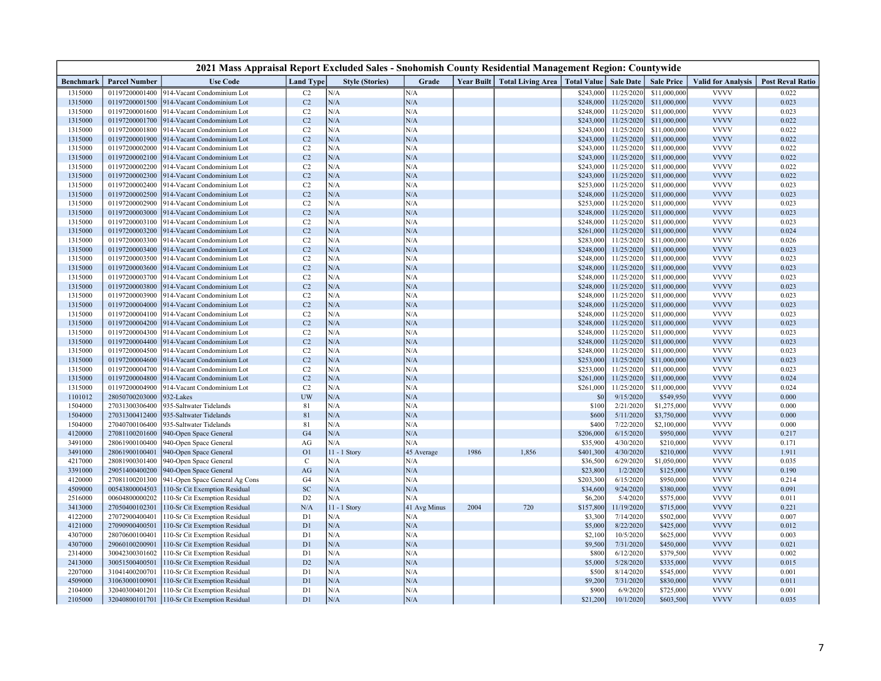| 2021 Mass Appraisal Report Excluded Sales - Snohomish County Residential Management Region: Countywide | | | | | | | | | | | | | |
|---|---|---|---|---|---|---|---|---|---|---|---|---|---|
| Benchmark | Parcel Number | Use Code | Land Type | Style (Stories) | Grade | Year Built | Total Living Area | Total Value | Sale Date | Sale Price | Valid for Analysis | Post Reval Ratio |
| 1315000 | 01197200001400 | 914-Vacant Condominium Lot | C2 | N/A | N/A | | | $243,000 | 11/25/2020 | $11,000,000 | VVVV | 0.022 |
| 1315000 | 01197200001500 | 914-Vacant Condominium Lot | C2 | N/A | N/A | | | $248,000 | 11/25/2020 | $11,000,000 | VVVV | 0.023 |
| 1315000 | 01197200001600 | 914-Vacant Condominium Lot | C2 | N/A | N/A | | | $248,000 | 11/25/2020 | $11,000,000 | VVVV | 0.023 |
| 1315000 | 01197200001700 | 914-Vacant Condominium Lot | C2 | N/A | N/A | | | $243,000 | 11/25/2020 | $11,000,000 | VVVV | 0.022 |
| 1315000 | 01197200001800 | 914-Vacant Condominium Lot | C2 | N/A | N/A | | | $243,000 | 11/25/2020 | $11,000,000 | VVVV | 0.022 |
| 1315000 | 01197200001900 | 914-Vacant Condominium Lot | C2 | N/A | N/A | | | $243,000 | 11/25/2020 | $11,000,000 | VVVV | 0.022 |
| 1315000 | 01197200002000 | 914-Vacant Condominium Lot | C2 | N/A | N/A | | | $243,000 | 11/25/2020 | $11,000,000 | VVVV | 0.022 |
| 1315000 | 01197200002100 | 914-Vacant Condominium Lot | C2 | N/A | N/A | | | $243,000 | 11/25/2020 | $11,000,000 | VVVV | 0.022 |
| 1315000 | 01197200002200 | 914-Vacant Condominium Lot | C2 | N/A | N/A | | | $243,000 | 11/25/2020 | $11,000,000 | VVVV | 0.022 |
| 1315000 | 01197200002300 | 914-Vacant Condominium Lot | C2 | N/A | N/A | | | $243,000 | 11/25/2020 | $11,000,000 | VVVV | 0.022 |
| 1315000 | 01197200002400 | 914-Vacant Condominium Lot | C2 | N/A | N/A | | | $253,000 | 11/25/2020 | $11,000,000 | VVVV | 0.023 |
| 1315000 | 01197200002500 | 914-Vacant Condominium Lot | C2 | N/A | N/A | | | $248,000 | 11/25/2020 | $11,000,000 | VVVV | 0.023 |
| 1315000 | 01197200002900 | 914-Vacant Condominium Lot | C2 | N/A | N/A | | | $253,000 | 11/25/2020 | $11,000,000 | VVVV | 0.023 |
| 1315000 | 01197200003000 | 914-Vacant Condominium Lot | C2 | N/A | N/A | | | $248,000 | 11/25/2020 | $11,000,000 | VVVV | 0.023 |
| 1315000 | 01197200003100 | 914-Vacant Condominium Lot | C2 | N/A | N/A | | | $248,000 | 11/25/2020 | $11,000,000 | VVVV | 0.023 |
| 1315000 | 01197200003200 | 914-Vacant Condominium Lot | C2 | N/A | N/A | | | $261,000 | 11/25/2020 | $11,000,000 | VVVV | 0.024 |
| 1315000 | 01197200003300 | 914-Vacant Condominium Lot | C2 | N/A | N/A | | | $283,000 | 11/25/2020 | $11,000,000 | VVVV | 0.026 |
| 1315000 | 01197200003400 | 914-Vacant Condominium Lot | C2 | N/A | N/A | | | $248,000 | 11/25/2020 | $11,000,000 | VVVV | 0.023 |
| 1315000 | 01197200003500 | 914-Vacant Condominium Lot | C2 | N/A | N/A | | | $248,000 | 11/25/2020 | $11,000,000 | VVVV | 0.023 |
| 1315000 | 01197200003600 | 914-Vacant Condominium Lot | C2 | N/A | N/A | | | $248,000 | 11/25/2020 | $11,000,000 | VVVV | 0.023 |
| 1315000 | 01197200003700 | 914-Vacant Condominium Lot | C2 | N/A | N/A | | | $248,000 | 11/25/2020 | $11,000,000 | VVVV | 0.023 |
| 1315000 | 01197200003800 | 914-Vacant Condominium Lot | C2 | N/A | N/A | | | $248,000 | 11/25/2020 | $11,000,000 | VVVV | 0.023 |
| 1315000 | 01197200003900 | 914-Vacant Condominium Lot | C2 | N/A | N/A | | | $248,000 | 11/25/2020 | $11,000,000 | VVVV | 0.023 |
| 1315000 | 01197200004000 | 914-Vacant Condominium Lot | C2 | N/A | N/A | | | $248,000 | 11/25/2020 | $11,000,000 | VVVV | 0.023 |
| 1315000 | 01197200004100 | 914-Vacant Condominium Lot | C2 | N/A | N/A | | | $248,000 | 11/25/2020 | $11,000,000 | VVVV | 0.023 |
| 1315000 | 01197200004200 | 914-Vacant Condominium Lot | C2 | N/A | N/A | | | $248,000 | 11/25/2020 | $11,000,000 | VVVV | 0.023 |
| 1315000 | 01197200004300 | 914-Vacant Condominium Lot | C2 | N/A | N/A | | | $248,000 | 11/25/2020 | $11,000,000 | VVVV | 0.023 |
| 1315000 | 01197200004400 | 914-Vacant Condominium Lot | C2 | N/A | N/A | | | $248,000 | 11/25/2020 | $11,000,000 | VVVV | 0.023 |
| 1315000 | 01197200004500 | 914-Vacant Condominium Lot | C2 | N/A | N/A | | | $248,000 | 11/25/2020 | $11,000,000 | VVVV | 0.023 |
| 1315000 | 01197200004600 | 914-Vacant Condominium Lot | C2 | N/A | N/A | | | $253,000 | 11/25/2020 | $11,000,000 | VVVV | 0.023 |
| 1315000 | 01197200004700 | 914-Vacant Condominium Lot | C2 | N/A | N/A | | | $253,000 | 11/25/2020 | $11,000,000 | VVVV | 0.023 |
| 1315000 | 01197200004800 | 914-Vacant Condominium Lot | C2 | N/A | N/A | | | $261,000 | 11/25/2020 | $11,000,000 | VVVV | 0.024 |
| 1315000 | 01197200004900 | 914-Vacant Condominium Lot | C2 | N/A | N/A | | | $261,000 | 11/25/2020 | $11,000,000 | VVVV | 0.024 |
| 1101012 | 28050700203000 | 932-Lakes | UW | N/A | N/A | | | $0 | 9/15/2020 | $549,950 | VVVV | 0.000 |
| 1504000 | 27031300306400 | 935-Saltwater Tidelands | 81 | N/A | N/A | | | $100 | 2/21/2020 | $1,275,000 | VVVV | 0.000 |
| 1504000 | 27031300412400 | 935-Saltwater Tidelands | 81 | N/A | N/A | | | $600 | 5/11/2020 | $3,750,000 | VVVV | 0.000 |
| 1504000 | 27040700106400 | 935-Saltwater Tidelands | 81 | N/A | N/A | | | $400 | 7/22/2020 | $2,100,000 | VVVV | 0.000 |
| 4120000 | 27081100201600 | 940-Open Space General | G4 | N/A | N/A | | | $206,000 | 6/15/2020 | $950,000 | VVVV | 0.217 |
| 3491000 | 28061900100400 | 940-Open Space General | AG | N/A | N/A | | | $35,900 | 4/30/2020 | $210,000 | VVVV | 0.171 |
| 3491000 | 28061900100401 | 940-Open Space General | O1 | 11 - 1 Story | 45 Average | 1986 | 1,856 | $401,300 | 4/30/2020 | $210,000 | VVVV | 1.911 |
| 4217000 | 28081900301400 | 940-Open Space General | C | N/A | N/A | | | $36,500 | 6/29/2020 | $1,050,000 | VVVV | 0.035 |
| 3391000 | 29051400400200 | 940-Open Space General | AG | N/A | N/A | | | $23,800 | 1/2/2020 | $125,000 | VVVV | 0.190 |
| 4120000 | 27081100201300 | 941-Open Space General Ag Cons | G4 | N/A | N/A | | | $203,300 | 6/15/2020 | $950,000 | VVVV | 0.214 |
| 4509000 | 00543800004503 | 110-Sr Cit Exemption Residual | SC | N/A | N/A | | | $34,600 | 9/24/2020 | $380,000 | VVVV | 0.091 |
| 2516000 | 00604800000202 | 110-Sr Cit Exemption Residual | D2 | N/A | N/A | | | $6,200 | 5/4/2020 | $575,000 | VVVV | 0.011 |
| 3413000 | 27050400102301 | 110-Sr Cit Exemption Residual | N/A | 11 - 1 Story | 41 Avg Minus | 2004 | 720 | $157,800 | 11/19/2020 | $715,000 | VVVV | 0.221 |
| 4122000 | 27072900400401 | 110-Sr Cit Exemption Residual | D1 | N/A | N/A | | | $3,300 | 7/14/2020 | $502,000 | VVVV | 0.007 |
| 4121000 | 27090900400501 | 110-Sr Cit Exemption Residual | D1 | N/A | N/A | | | $5,000 | 8/22/2020 | $425,000 | VVVV | 0.012 |
| 4307000 | 28070600100401 | 110-Sr Cit Exemption Residual | D1 | N/A | N/A | | | $2,100 | 10/5/2020 | $625,000 | VVVV | 0.003 |
| 4307000 | 29060100200901 | 110-Sr Cit Exemption Residual | D1 | N/A | N/A | | | $9,500 | 7/31/2020 | $450,000 | VVVV | 0.021 |
| 2314000 | 30042300301602 | 110-Sr Cit Exemption Residual | D1 | N/A | N/A | | | $800 | 6/12/2020 | $379,500 | VVVV | 0.002 |
| 2413000 | 30051500400501 | 110-Sr Cit Exemption Residual | D2 | N/A | N/A | | | $5,000 | 5/28/2020 | $335,000 | VVVV | 0.015 |
| 2207000 | 31041400200701 | 110-Sr Cit Exemption Residual | D1 | N/A | N/A | | | $500 | 8/14/2020 | $545,000 | VVVV | 0.001 |
| 4509000 | 31063000100901 | 110-Sr Cit Exemption Residual | D1 | N/A | N/A | | | $9,200 | 7/31/2020 | $830,000 | VVVV | 0.011 |
| 2104000 | 32040300401201 | 110-Sr Cit Exemption Residual | D1 | N/A | N/A | | | $900 | 6/9/2020 | $725,000 | VVVV | 0.001 |
| 2105000 | 32040800101701 | 110-Sr Cit Exemption Residual | D1 | N/A | N/A | | | $21,200 | 10/1/2020 | $603,500 | VVVV | 0.035 |